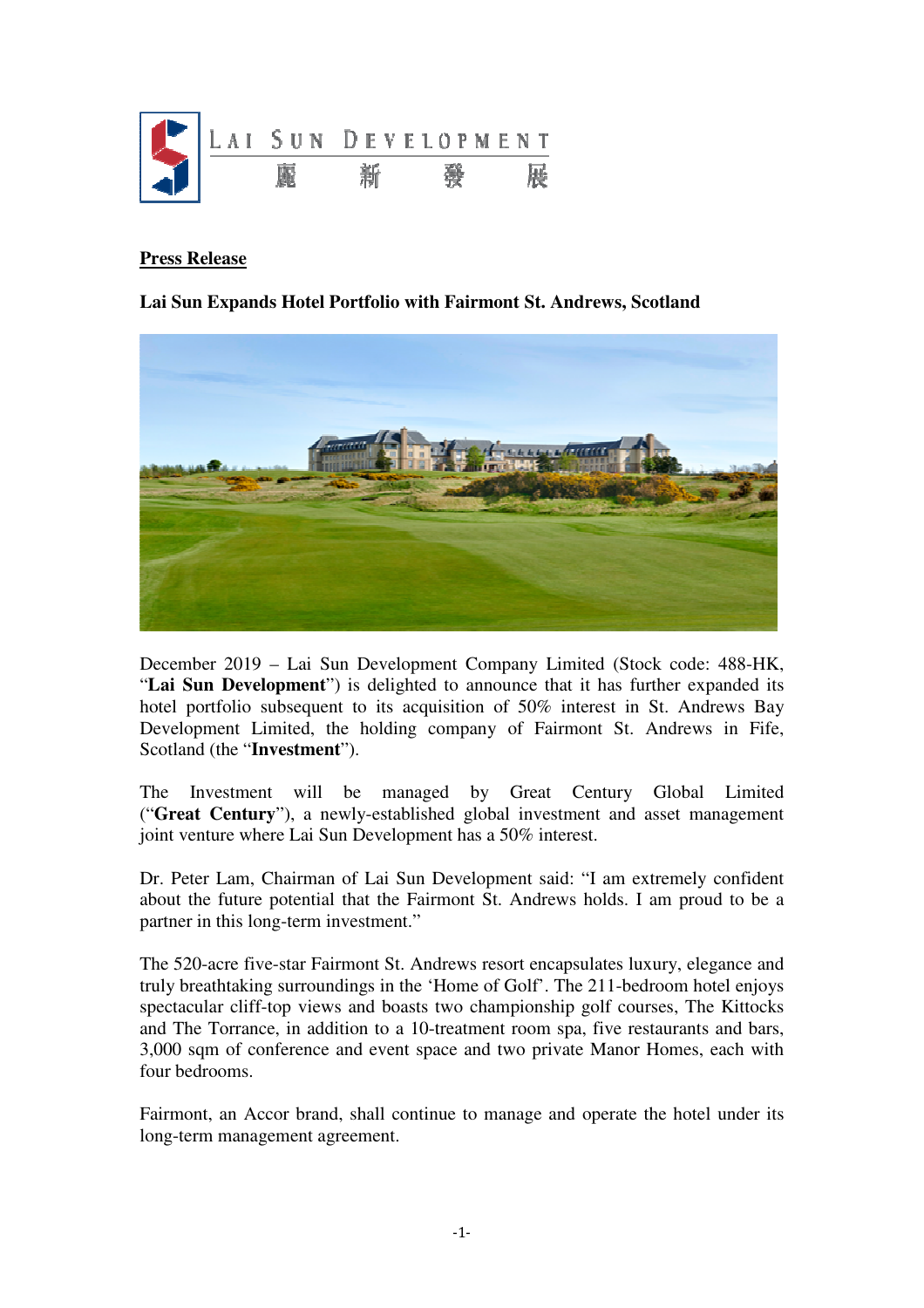LAI SUN DEVELOPMENT 麗新發展

**Press Release**

**Lai Sun Expands Hotel Portfolio with Fairmont St. Andrews, Scotland**

December 2019 – Lai Sun Development Company Limited (Stock code: 488-HK, "**Lai Sun Development**") is delighted to announce that it has further expanded its hotel portfolio subsequent to its acquisition of 50% interest in St. Andrews Bay Development Limited, the holding company of Fairmont St. Andrews in Fife, Scotland (the "**Investment**").

The Investment will be managed by Great Century Global Limited ("**Great Century**"), a newly-established global investment and asset management joint venture where Lai Sun Development has a 50% interest.

Dr. Peter Lam, Chairman of Lai Sun Development said: "I am extremely confident about the future potential that the Fairmont St. Andrews holds. I am proud to be a partner in this long-term investment."

The 520-acre five-star Fairmont St. Andrews resort encapsulates luxury, elegance and truly breathtaking surroundings in the 'Home of Golf'. The 211-bedroom hotel enjoys spectacular cliff-top views and boasts two championship golf courses, The Kittocks and The Torrance, in addition to a 10-treatment room spa, five restaurants and bars, 3,000 sqm of conference and event space and two private Manor Homes, each with four bedrooms.

Fairmont, an Accor brand, shall continue to manage and operate the hotel under its long-term management agreement.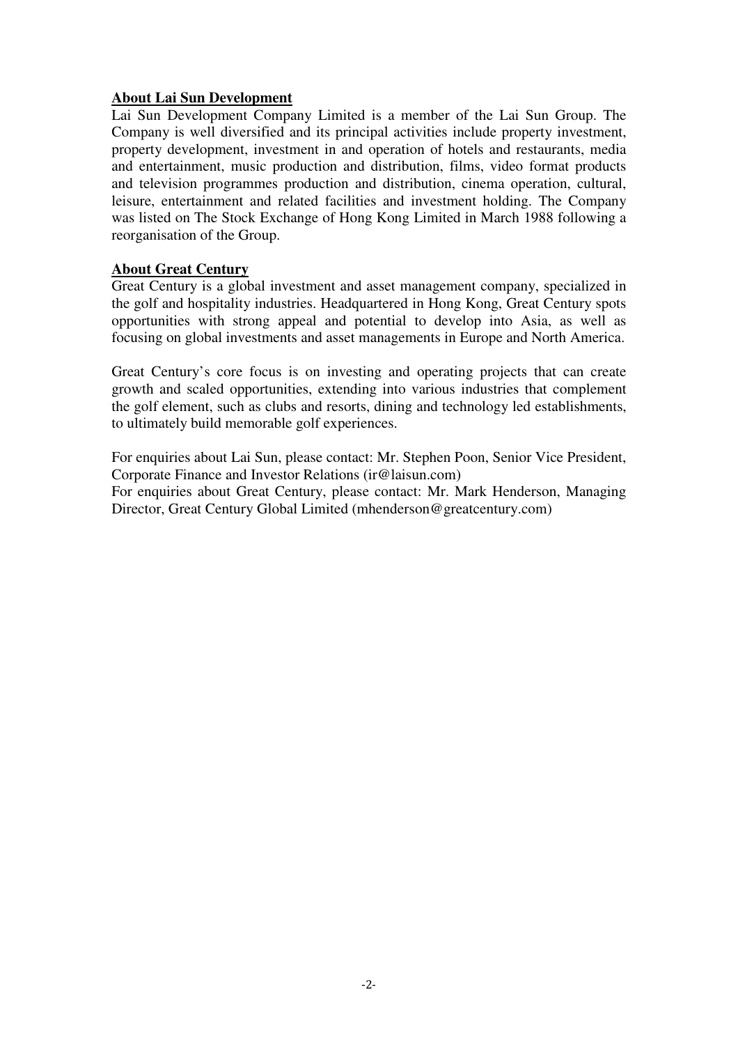**About Lai Sun Development**

Lai Sun Development Company Limited is a member of the Lai Sun Group. The Company is well diversified and its principal activities include property investment, property development, investment in and operation of hotels and restaurants, media and entertainment, music production and distribution, films, video format products and television programmes production and distribution, cinema operation, cultural, leisure, entertainment and related facilities and investment holding. The Company was listed on The Stock Exchange of Hong Kong Limited in March 1988 following a reorganisation of the Group.

**About Great Century**

Great Century is a global investment and asset management company, specialized in the golf and hospitality industries. Headquartered in Hong Kong, Great Century spots opportunities with strong appeal and potential to develop into Asia, as well as focusing on global investments and asset managements in Europe and North America.

Great Century's core focus is on investing and operating projects that can create growth and scaled opportunities, extending into various industries that complement the golf element, such as clubs and resorts, dining and technology led establishments, to ultimately build memorable golf experiences.

For enquiries about Lai Sun, please contact: Mr. Stephen Poon, Senior Vice President, Corporate Finance and Investor Relations (ir@laisun.com)
For enquiries about Great Century, please contact: Mr. Mark Henderson, Managing Director, Great Century Global Limited (mhenderson@greatcentury.com)